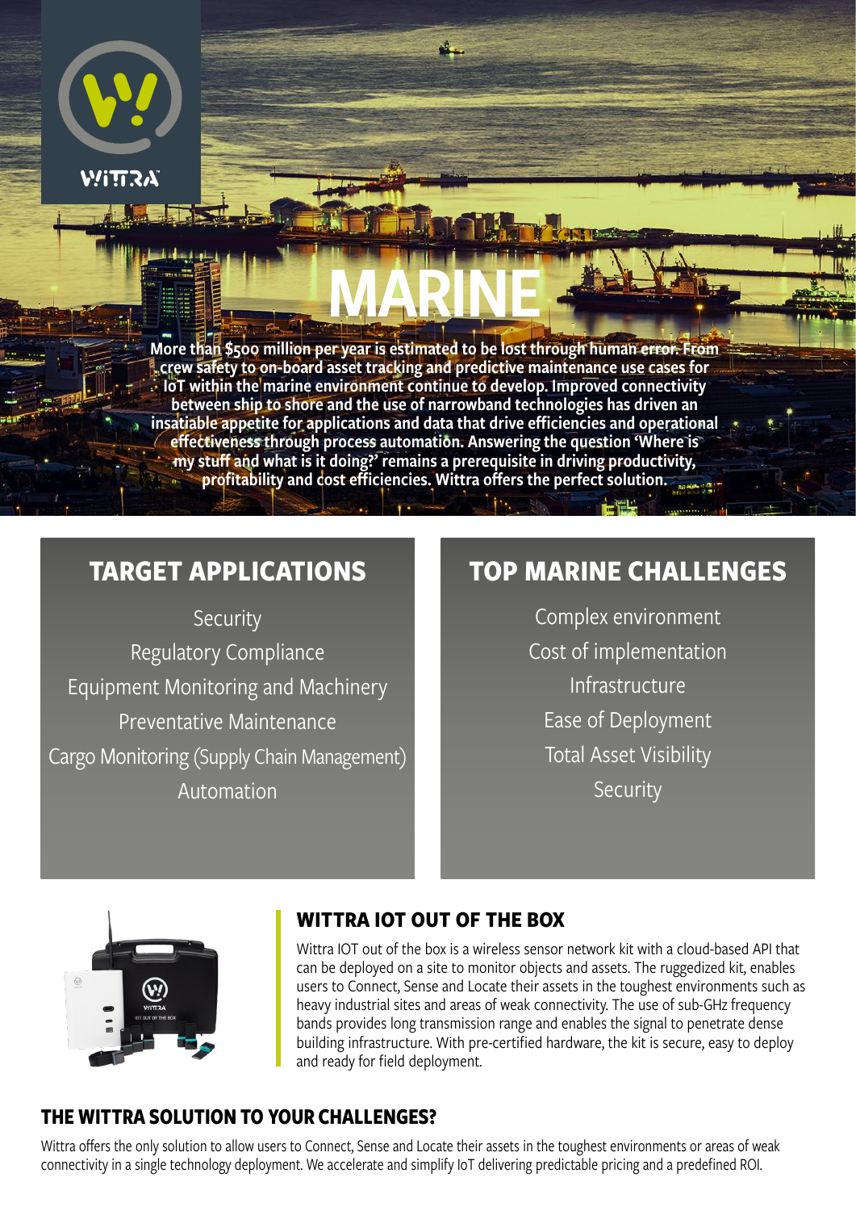WITTRA

# MARINE

**More than $500 million per year is estimated to be lost through human error. From crew safety to on-board asset tracking and predictive maintenance use cases for IoT within the marine environment continue to develop. Improved connectivity between ship to shore and the use of narrowband technologies has driven an insatiable appetite for applications and data that drive efficiencies and operational effectiveness through process automation. Answering the question 'Where is my stuff and what is it doing?' remains a prerequisite in driving productivity, profitability and cost efficiencies. Wittra offers the perfect solution.**

## TARGET APPLICATIONS

- Security
- Regulatory Compliance
- Equipment Monitoring and Machinery
- Preventative Maintenance
- Cargo Monitoring (Supply Chain Management)
- Automation

## TOP MARINE CHALLENGES

- Complex environment
- Cost of implementation
- Infrastructure
- Ease of Deployment
- Total Asset Visibility
- Security

## WITTRA IOT OUT OF THE BOX

Wittra IOT out of the box is a wireless sensor network kit with a cloud-based API that can be deployed on a site to monitor objects and assets. The ruggedized kit, enables users to Connect, Sense and Locate their assets in the toughest environments such as heavy industrial sites and areas of weak connectivity. The use of sub-GHz frequency bands provides long transmission range and enables the signal to penetrate dense building infrastructure. With pre-certified hardware, the kit is secure, easy to deploy and ready for field deployment.

## THE WITTRA SOLUTION TO YOUR CHALLENGES?

Wittra offers the only solution to allow users to Connect, Sense and Locate their assets in the toughest environments or areas of weak connectivity in a single technology deployment. We accelerate and simplify IoT delivering predictable pricing and a predefined ROI.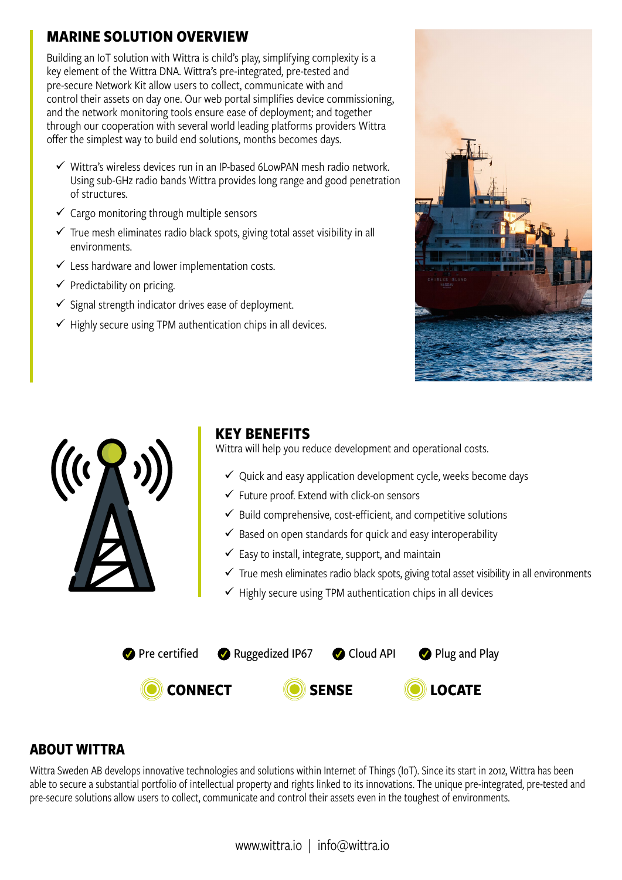## MARINE SOLUTION OVERVIEW

Building an IoT solution with Wittra is child's play, simplifying complexity is a key element of the Wittra DNA. Wittra's pre-integrated, pre-tested and pre-secure Network Kit allow users to collect, communicate with and control their assets on day one. Our web portal simplifies device commissioning, and the network monitoring tools ensure ease of deployment; and together through our cooperation with several world leading platforms providers Wittra offer the simplest way to build end solutions, months becomes days.

- ✓ Wittra's wireless devices run in an IP-based 6LowPAN mesh radio network. Using sub-GHz radio bands Wittra provides long range and good penetration of structures.
- ✓ Cargo monitoring through multiple sensors
- ✓ True mesh eliminates radio black spots, giving total asset visibility in all environments.
- ✓ Less hardware and lower implementation costs.
- ✓ Predictability on pricing.
- ✓ Signal strength indicator drives ease of deployment.
- ✓ Highly secure using TPM authentication chips in all devices.

## KEY BENEFITS

Wittra will help you reduce development and operational costs.

- ✓ Quick and easy application development cycle, weeks become days
- ✓ Future proof. Extend with click-on sensors
- ✓ Build comprehensive, cost-efficient, and competitive solutions
- ✓ Based on open standards for quick and easy interoperability
- ✓ Easy to install, integrate, support, and maintain
- ✓ True mesh eliminates radio black spots, giving total asset visibility in all environments
- ✓ Highly secure using TPM authentication chips in all devices

Pre certified | Ruggedized IP67 | Cloud API | Plug and Play

**CONNECT** **SENSE** **LOCATE**

## ABOUT WITTRA

Wittra Sweden AB develops innovative technologies and solutions within Internet of Things (IoT). Since its start in 2012, Wittra has been able to secure a substantial portfolio of intellectual property and rights linked to its innovations. The unique pre-integrated, pre-tested and pre-secure solutions allow users to collect, communicate and control their assets even in the toughest of environments.

www.wittra.io | info@wittra.io